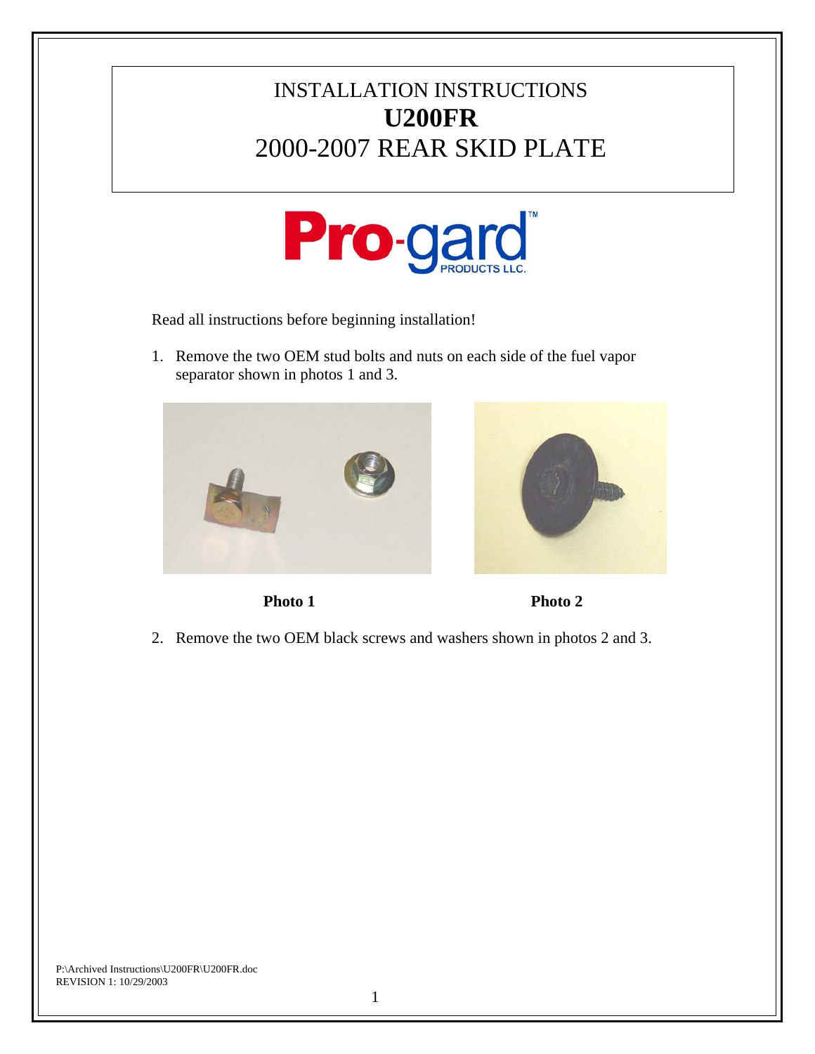# INSTALLATION INSTRUCTIONS
# **U200FR**
# 2000-2007 REAR SKID PLATE

Pro-gard™ PRODUCTS LLC.

Read all instructions before beginning installation!

1. Remove the two OEM stud bolts and nuts on each side of the fuel vapor separator shown in photos 1 and 3.

**Photo 1**

**Photo 2**

2. Remove the two OEM black screws and washers shown in photos 2 and 3.

P:\Archived Instructions\U200FR\U200FR.doc
REVISION 1: 10/29/2003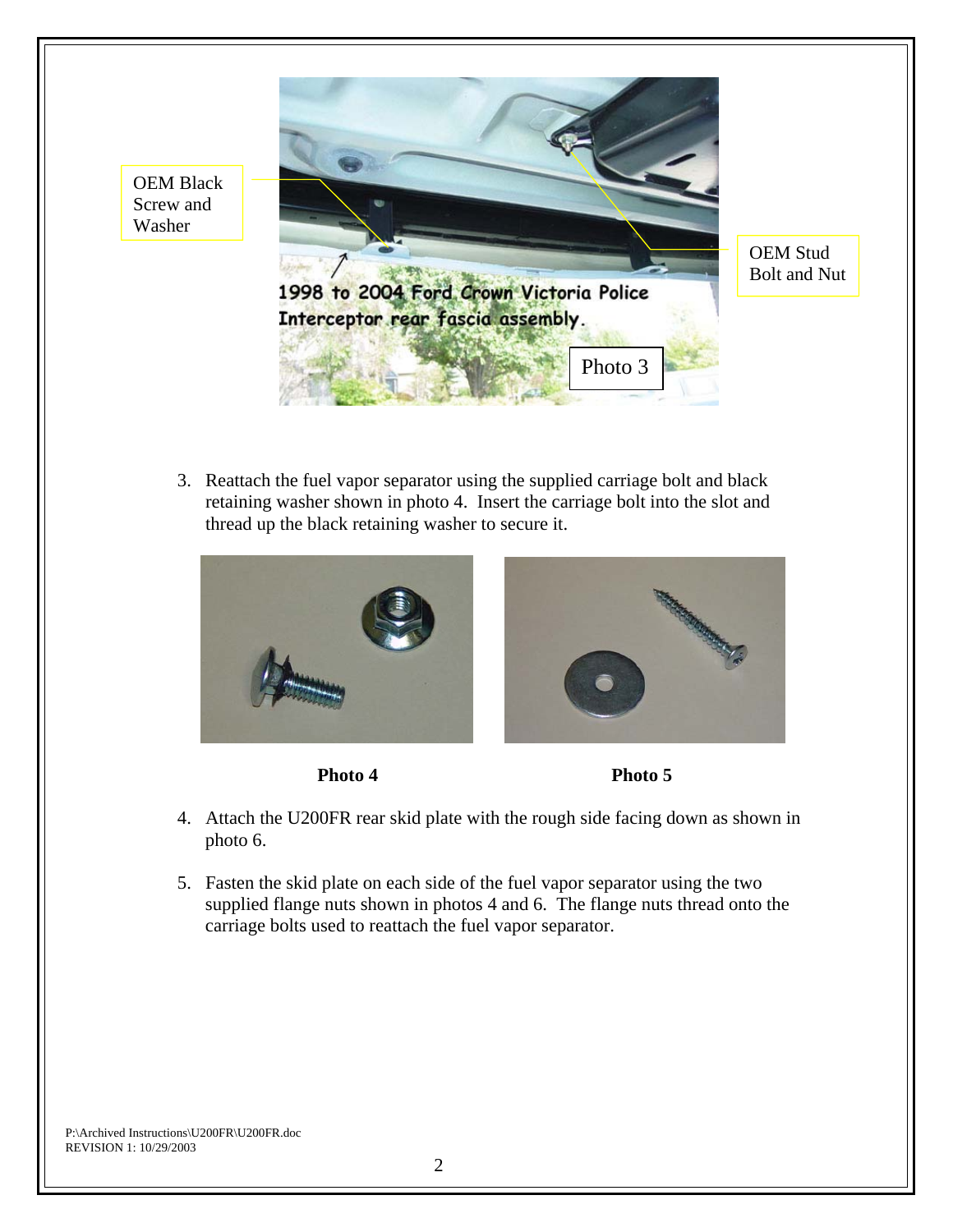OEM Black Screw and Washer

OEM Stud Bolt and Nut

1998 to 2004 Ford Crown Victoria Police Interceptor rear fascia assembly.

Photo 3

3. Reattach the fuel vapor separator using the supplied carriage bolt and black retaining washer shown in photo 4. Insert the carriage bolt into the slot and thread up the black retaining washer to secure it.

**Photo 4**

**Photo 5**

4. Attach the U200FR rear skid plate with the rough side facing down as shown in photo 6.

5. Fasten the skid plate on each side of the fuel vapor separator using the two supplied flange nuts shown in photos 4 and 6. The flange nuts thread onto the carriage bolts used to reattach the fuel vapor separator.

P:\Archived Instructions\U200FR\U200FR.doc
REVISION 1: 10/29/2003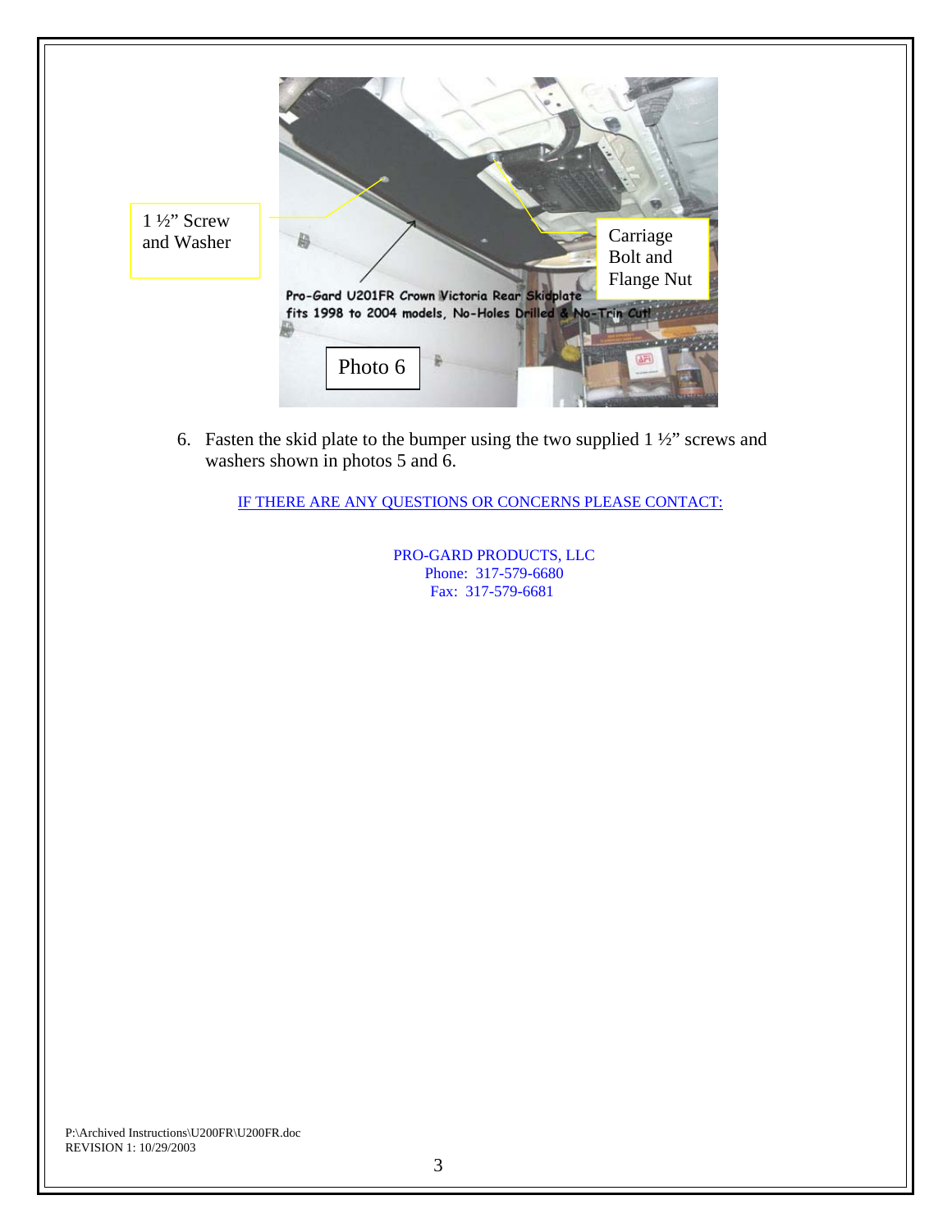1 ½” Screw and Washer

Carriage Bolt and Flange Nut

Pro-Gard U201FR Crown Victoria Rear Skidplate fits 1998 to 2004 models, No-Holes Drilled & No-Trin Cut!

Photo 6

6. Fasten the skid plate to the bumper using the two supplied 1 ½” screws and washers shown in photos 5 and 6.

IF THERE ARE ANY QUESTIONS OR CONCERNS PLEASE CONTACT:

PRO-GARD PRODUCTS, LLC
Phone: 317-579-6680
Fax: 317-579-6681

P:\Archived Instructions\U200FR\U200FR.doc
REVISION 1: 10/29/2003